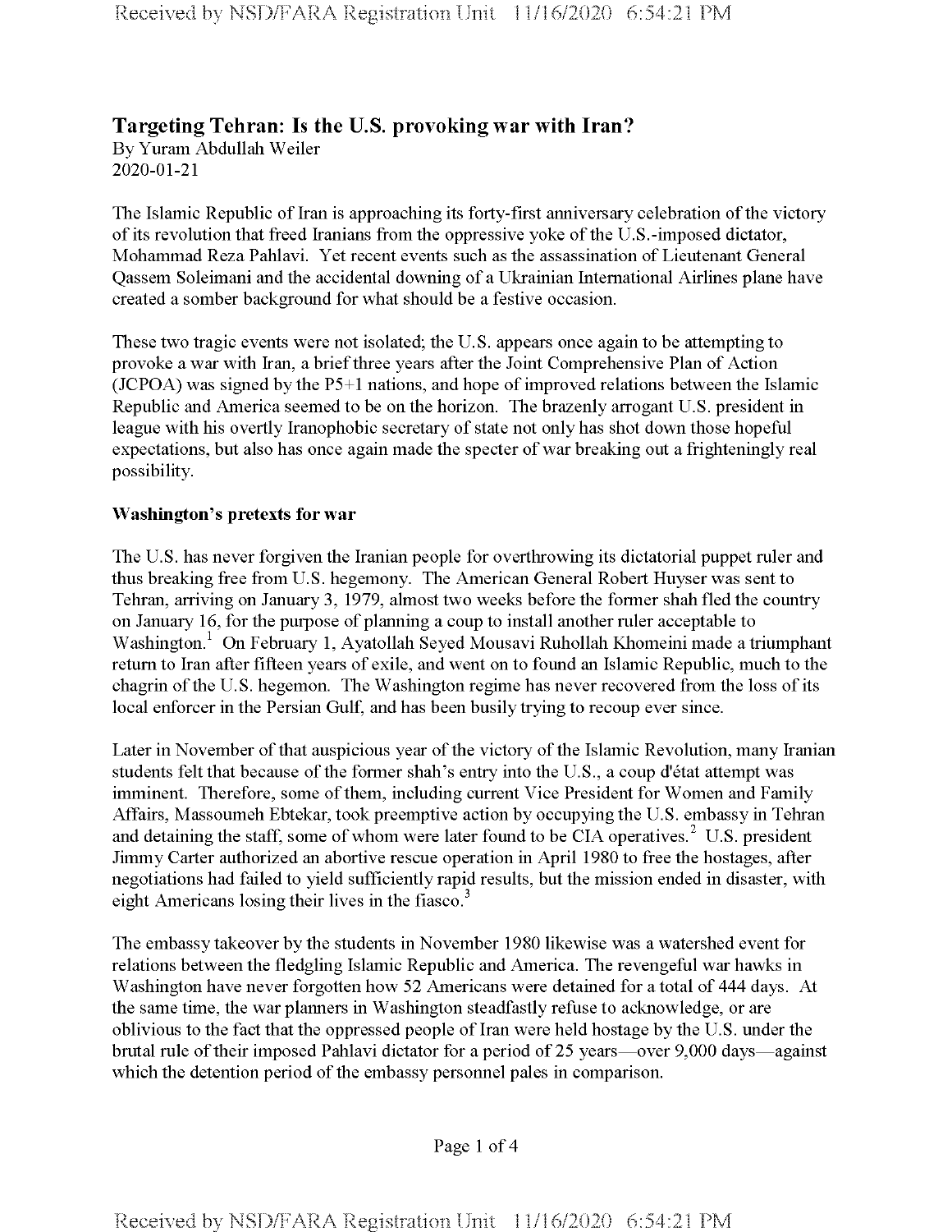# Targeting Tehran: Is the U.S. provoking war with Iran?

By Yuram Abdullah Weiler
2020-01-21

The Islamic Republic of Iran is approaching its forty-first anniversary celebration of the victory of its revolution that freed Iranians from the oppressive yoke of the U.S.-imposed dictator, Mohammad Reza Pahlavi. Yet recent events such as the assassination of Lieutenant General Qassem Soleimani and the accidental downing of a Ukrainian International Airlines plane have created a somber background for what should be a festive occasion.

These two tragic events were not isolated; the U.S. appears once again to be attempting to provoke a war with Iran, a brief three years after the Joint Comprehensive Plan of Action (JCPOA) was signed by the P5+1 nations, and hope of improved relations between the Islamic Republic and America seemed to be on the horizon. The brazenly arrogant U.S. president in league with his overtly Iranophobic secretary of state not only has shot down those hopeful expectations, but also has once again made the specter of war breaking out a frighteningly real possibility.

## Washington's pretexts for war

The U.S. has never forgiven the Iranian people for overthrowing its dictatorial puppet ruler and thus breaking free from U.S. hegemony. The American General Robert Huyser was sent to Tehran, arriving on January 3, 1979, almost two weeks before the former shah fled the country on January 16, for the purpose of planning a coup to install another ruler acceptable to Washington.[1] On February 1, Ayatollah Seyed Mousavi Ruhollah Khomeini made a triumphant return to Iran after fifteen years of exile, and went on to found an Islamic Republic, much to the chagrin of the U.S. hegemon. The Washington regime has never recovered from the loss of its local enforcer in the Persian Gulf, and has been busily trying to recoup ever since.

Later in November of that auspicious year of the victory of the Islamic Revolution, many Iranian students felt that because of the former shah's entry into the U.S., a coup d'état attempt was imminent. Therefore, some of them, including current Vice President for Women and Family Affairs, Massoumeh Ebtekar, took preemptive action by occupying the U.S. embassy in Tehran and detaining the staff, some of whom were later found to be CIA operatives.[2] U.S. president Jimmy Carter authorized an abortive rescue operation in April 1980 to free the hostages, after negotiations had failed to yield sufficiently rapid results, but the mission ended in disaster, with eight Americans losing their lives in the fiasco.[3]

The embassy takeover by the students in November 1980 likewise was a watershed event for relations between the fledgling Islamic Republic and America. The revengeful war hawks in Washington have never forgotten how 52 Americans were detained for a total of 444 days. At the same time, the war planners in Washington steadfastly refuse to acknowledge, or are oblivious to the fact that the oppressed people of Iran were held hostage by the U.S. under the brutal rule of their imposed Pahlavi dictator for a period of 25 years—over 9,000 days—against which the detention period of the embassy personnel pales in comparison.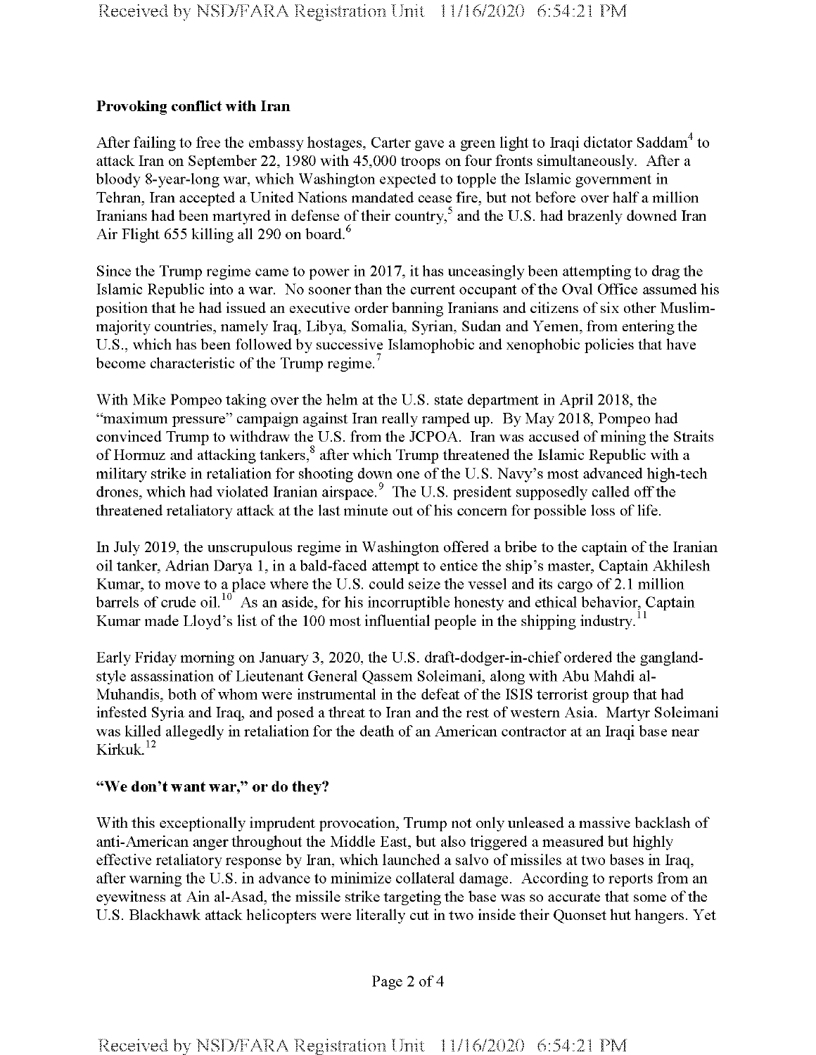**Provoking conflict with Iran**

After failing to free the embassy hostages, Carter gave a green light to Iraqi dictator Saddam[4] to attack Iran on September 22, 1980 with 45,000 troops on four fronts simultaneously. After a bloody 8-year-long war, which Washington expected to topple the Islamic government in Tehran, Iran accepted a United Nations mandated cease fire, but not before over half a million Iranians had been martyred in defense of their country,[5] and the U.S. had brazenly downed Iran Air Flight 655 killing all 290 on board.[6]

Since the Trump regime came to power in 2017, it has unceasingly been attempting to drag the Islamic Republic into a war. No sooner than the current occupant of the Oval Office assumed his position that he had issued an executive order banning Iranians and citizens of six other Muslim-majority countries, namely Iraq, Libya, Somalia, Syrian, Sudan and Yemen, from entering the U.S., which has been followed by successive Islamophobic and xenophobic policies that have become characteristic of the Trump regime.[7]

With Mike Pompeo taking over the helm at the U.S. state department in April 2018, the "maximum pressure" campaign against Iran really ramped up. By May 2018, Pompeo had convinced Trump to withdraw the U.S. from the JCPOA. Iran was accused of mining the Straits of Hormuz and attacking tankers,[8] after which Trump threatened the Islamic Republic with a military strike in retaliation for shooting down one of the U.S. Navy's most advanced high-tech drones, which had violated Iranian airspace.[9] The U.S. president supposedly called off the threatened retaliatory attack at the last minute out of his concern for possible loss of life.

In July 2019, the unscrupulous regime in Washington offered a bribe to the captain of the Iranian oil tanker, Adrian Darya 1, in a bald-faced attempt to entice the ship's master, Captain Akhilesh Kumar, to move to a place where the U.S. could seize the vessel and its cargo of 2.1 million barrels of crude oil.[10] As an aside, for his incorruptible honesty and ethical behavior, Captain Kumar made Lloyd's list of the 100 most influential people in the shipping industry.[11]

Early Friday morning on January 3, 2020, the U.S. draft-dodger-in-chief ordered the gangland-style assassination of Lieutenant General Qassem Soleimani, along with Abu Mahdi al-Muhandis, both of whom were instrumental in the defeat of the ISIS terrorist group that had infested Syria and Iraq, and posed a threat to Iran and the rest of western Asia. Martyr Soleimani was killed allegedly in retaliation for the death of an American contractor at an Iraqi base near Kirkuk.[12]

**"We don't want war," or do they?**

With this exceptionally imprudent provocation, Trump not only unleased a massive backlash of anti-American anger throughout the Middle East, but also triggered a measured but highly effective retaliatory response by Iran, which launched a salvo of missiles at two bases in Iraq, after warning the U.S. in advance to minimize collateral damage. According to reports from an eyewitness at Ain al-Asad, the missile strike targeting the base was so accurate that some of the U.S. Blackhawk attack helicopters were literally cut in two inside their Quonset hut hangers. Yet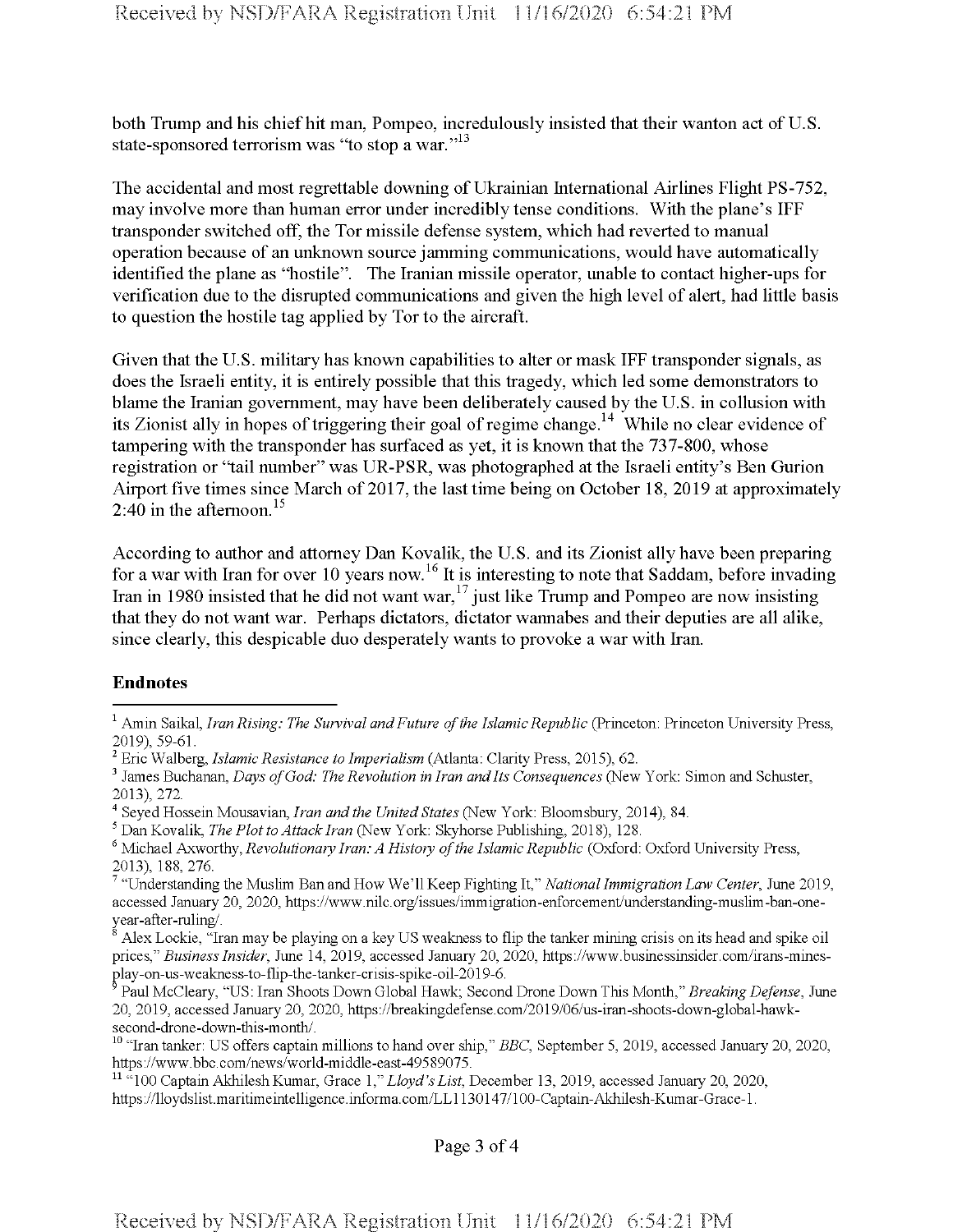both Trump and his chief hit man, Pompeo, incredulously insisted that their wanton act of U.S. state-sponsored terrorism was "to stop a war."[13]

The accidental and most regrettable downing of Ukrainian International Airlines Flight PS-752, may involve more than human error under incredibly tense conditions. With the plane's IFF transponder switched off, the Tor missile defense system, which had reverted to manual operation because of an unknown source jamming communications, would have automatically identified the plane as "hostile". The Iranian missile operator, unable to contact higher-ups for verification due to the disrupted communications and given the high level of alert, had little basis to question the hostile tag applied by Tor to the aircraft.

Given that the U.S. military has known capabilities to alter or mask IFF transponder signals, as does the Israeli entity, it is entirely possible that this tragedy, which led some demonstrators to blame the Iranian government, may have been deliberately caused by the U.S. in collusion with its Zionist ally in hopes of triggering their goal of regime change.[14] While no clear evidence of tampering with the transponder has surfaced as yet, it is known that the 737-800, whose registration or "tail number" was UR-PSR, was photographed at the Israeli entity's Ben Gurion Airport five times since March of 2017, the last time being on October 18, 2019 at approximately 2:40 in the afternoon.[15]

According to author and attorney Dan Kovalik, the U.S. and its Zionist ally have been preparing for a war with Iran for over 10 years now.[16] It is interesting to note that Saddam, before invading Iran in 1980 insisted that he did not want war,[17] just like Trump and Pompeo are now insisting that they do not want war. Perhaps dictators, dictator wannabes and their deputies are all alike, since clearly, this despicable duo desperately wants to provoke a war with Iran.

**Endnotes**

[1] Amin Saikal, *Iran Rising: The Survival and Future of the Islamic Republic* (Princeton: Princeton University Press, 2019), 59-61.

[2] Eric Walberg, *Islamic Resistance to Imperialism* (Atlanta: Clarity Press, 2015), 62.

[3] James Buchanan, *Days of God: The Revolution in Iran and Its Consequences* (New York: Simon and Schuster, 2013), 272.

[4] Seyed Hossein Mousavian, *Iran and the United States* (New York: Bloomsbury, 2014), 84.

[5] Dan Kovalik, *The Plot to Attack Iran* (New York: Skyhorse Publishing, 2018), 128.

[6] Michael Axworthy, *Revolutionary Iran: A History of the Islamic Republic* (Oxford: Oxford University Press, 2013), 188, 276.

[7] "Understanding the Muslim Ban and How We'll Keep Fighting It," *National Immigration Law Center*, June 2019, accessed January 20, 2020, https://www.nilc.org/issues/immigration-enforcement/understanding-muslim-ban-one-year-after-ruling/.

[8] Alex Lockie, "Iran may be playing on a key US weakness to flip the tanker mining crisis on its head and spike oil prices," *Business Insider*, June 14, 2019, accessed January 20, 2020, https://www.businessinsider.com/irans-mines-play-on-us-weakness-to-flip-the-tanker-crisis-spike-oil-2019-6.

[9] Paul McCleary, "US: Iran Shoots Down Global Hawk; Second Drone Down This Month," *Breaking Defense*, June 20, 2019, accessed January 20, 2020, https://breakingdefense.com/2019/06/us-iran-shoots-down-global-hawk-second-drone-down-this-month/.

[10] "Iran tanker: US offers captain millions to hand over ship," *BBC*, September 5, 2019, accessed January 20, 2020, https://www.bbc.com/news/world-middle-east-49589075.

[11] "100 Captain Akhilesh Kumar, Grace 1," *Lloyd's List*, December 13, 2019, accessed January 20, 2020, https://lloydslist.maritimeintelligence.informa.com/LL1130147/100-Captain-Akhilesh-Kumar-Grace-1.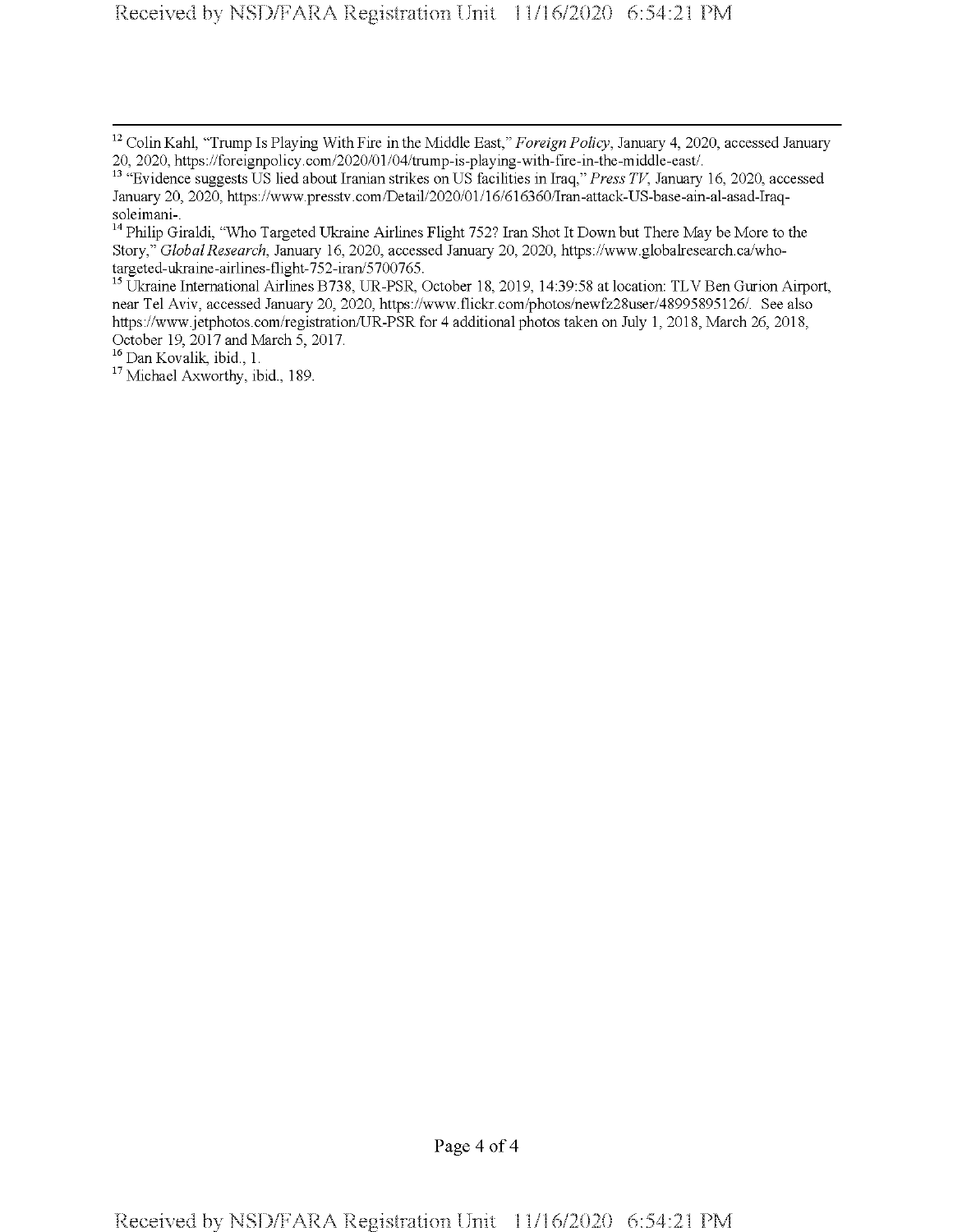[12] Colin Kahl, "Trump Is Playing With Fire in the Middle East," *Foreign Policy*, January 4, 2020, accessed January 20, 2020, https://foreignpolicy.com/2020/01/04/trump-is-playing-with-fire-in-the-middle-east/.

[13] "Evidence suggests US lied about Iranian strikes on US facilities in Iraq," *Press TV*, January 16, 2020, accessed January 20, 2020, https://www.presstv.com/Detail/2020/01/16/616360/Iran-attack-US-base-ain-al-asad-Iraq-soleimani-.

[14] Philip Giraldi, "Who Targeted Ukraine Airlines Flight 752? Iran Shot It Down but There May be More to the Story," *Global Research*, January 16, 2020, accessed January 20, 2020, https://www.globalresearch.ca/who-targeted-ukraine-airlines-flight-752-iran/5700765.

[15] Ukraine International Airlines B738, UR-PSR, October 18, 2019, 14:39:58 at location: TLV Ben Gurion Airport, near Tel Aviv, accessed January 20, 2020, https://www.flickr.com/photos/newfz28user/48995895126/. See also https://www.jetphotos.com/registration/UR-PSR for 4 additional photos taken on July 1, 2018, March 26, 2018, October 19, 2017 and March 5, 2017.

[16] Dan Kovalik, ibid., 1.

[17] Michael Axworthy, ibid., 189.